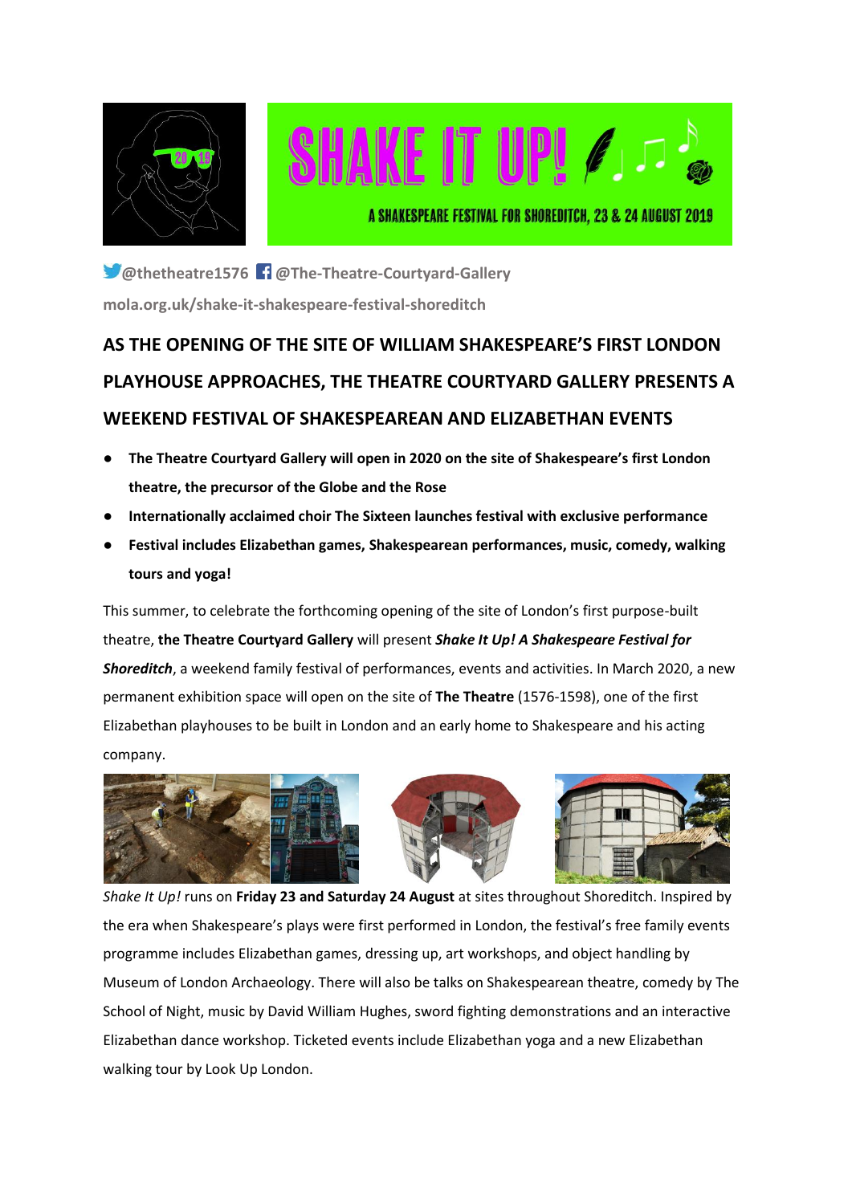SHAKE IT UP!

A SHAKESPEARE FESTIVAL FOR SHOREDITCH, 23 & 24 AUGUST 2019

**@thetheatre1576** **@The-Theatre-Courtyard-Gallery**

**mola.org.uk/shake-it-shakespeare-festival-shoreditch**

# AS THE OPENING OF THE SITE OF WILLIAM SHAKESPEARE'S FIRST LONDON PLAYHOUSE APPROACHES, THE THEATRE COURTYARD GALLERY PRESENTS A WEEKEND FESTIVAL OF SHAKESPEAREAN AND ELIZABETHAN EVENTS

- **The Theatre Courtyard Gallery will open in 2020 on the site of Shakespeare's first London theatre, the precursor of the Globe and the Rose**
- **Internationally acclaimed choir The Sixteen launches festival with exclusive performance**
- **Festival includes Elizabethan games, Shakespearean performances, music, comedy, walking tours and yoga!**

This summer, to celebrate the forthcoming opening of the site of London's first purpose-built theatre, **the Theatre Courtyard Gallery** will present ***Shake It Up! A Shakespeare Festival for Shoreditch***, a weekend family festival of performances, events and activities. In March 2020, a new permanent exhibition space will open on the site of **The Theatre** (1576-1598), one of the first Elizabethan playhouses to be built in London and an early home to Shakespeare and his acting company.

*Shake It Up!* runs on **Friday 23 and Saturday 24 August** at sites throughout Shoreditch. Inspired by the era when Shakespeare's plays were first performed in London, the festival's free family events programme includes Elizabethan games, dressing up, art workshops, and object handling by Museum of London Archaeology. There will also be talks on Shakespearean theatre, comedy by The School of Night, music by David William Hughes, sword fighting demonstrations and an interactive Elizabethan dance workshop. Ticketed events include Elizabethan yoga and a new Elizabethan walking tour by Look Up London.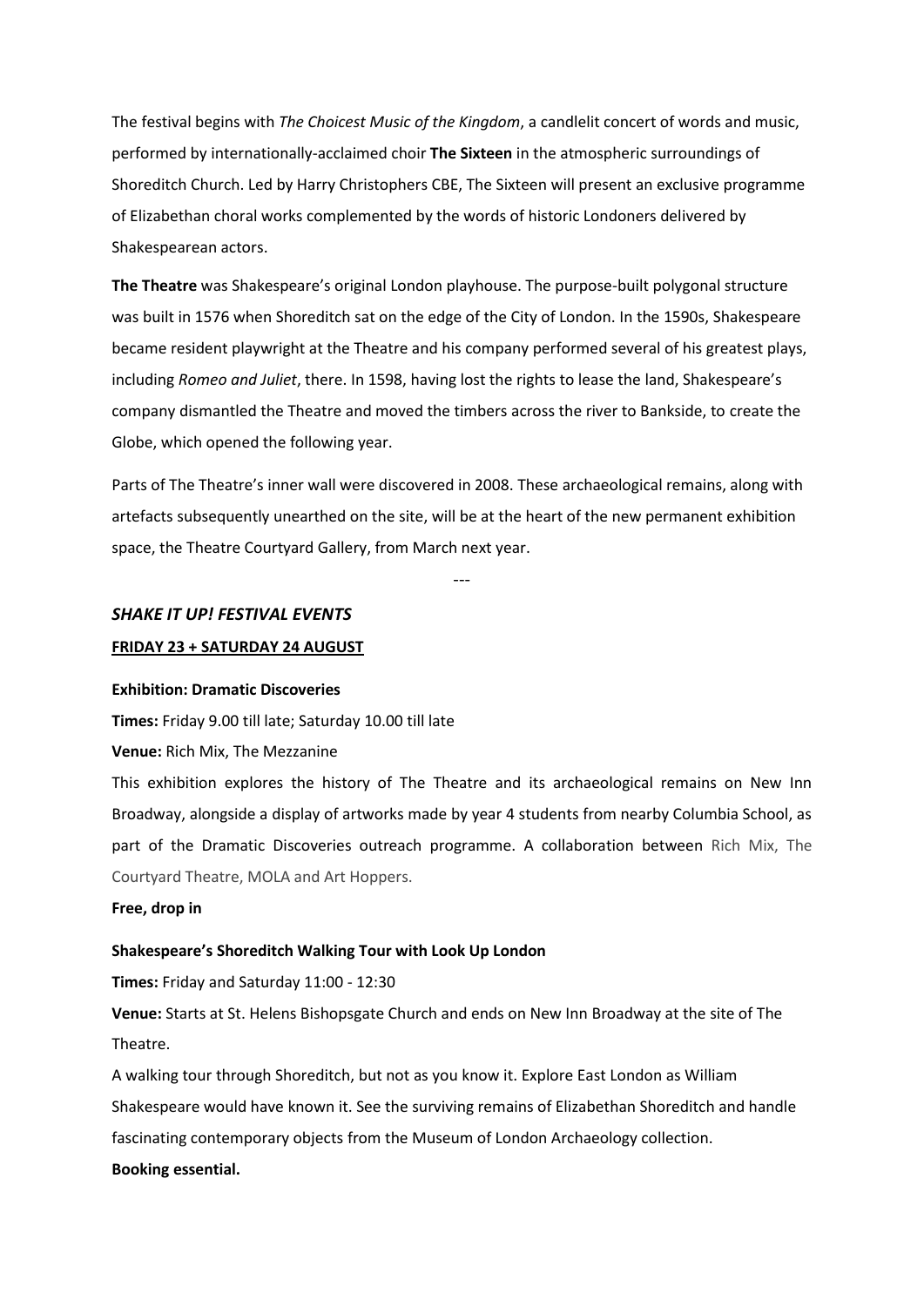The festival begins with *The Choicest Music of the Kingdom*, a candlelit concert of words and music, performed by internationally-acclaimed choir **The Sixteen** in the atmospheric surroundings of Shoreditch Church. Led by Harry Christophers CBE, The Sixteen will present an exclusive programme of Elizabethan choral works complemented by the words of historic Londoners delivered by Shakespearean actors.

**The Theatre** was Shakespeare's original London playhouse. The purpose-built polygonal structure was built in 1576 when Shoreditch sat on the edge of the City of London. In the 1590s, Shakespeare became resident playwright at the Theatre and his company performed several of his greatest plays, including *Romeo and Juliet*, there. In 1598, having lost the rights to lease the land, Shakespeare's company dismantled the Theatre and moved the timbers across the river to Bankside, to create the Globe, which opened the following year.

Parts of The Theatre's inner wall were discovered in 2008. These archaeological remains, along with artefacts subsequently unearthed on the site, will be at the heart of the new permanent exhibition space, the Theatre Courtyard Gallery, from March next year.

---

## *SHAKE IT UP! FESTIVAL EVENTS*

### FRIDAY 23 + SATURDAY 24 AUGUST

**Exhibition: Dramatic Discoveries**

**Times:** Friday 9.00 till late; Saturday 10.00 till late

**Venue:** Rich Mix, The Mezzanine

This exhibition explores the history of The Theatre and its archaeological remains on New Inn Broadway, alongside a display of artworks made by year 4 students from nearby Columbia School, as part of the Dramatic Discoveries outreach programme. A collaboration between Rich Mix, The Courtyard Theatre, MOLA and Art Hoppers.

**Free, drop in**

**Shakespeare's Shoreditch Walking Tour with Look Up London**

**Times:** Friday and Saturday 11:00 - 12:30

**Venue:** Starts at St. Helens Bishopsgate Church and ends on New Inn Broadway at the site of The Theatre.

A walking tour through Shoreditch, but not as you know it. Explore East London as William Shakespeare would have known it. See the surviving remains of Elizabethan Shoreditch and handle fascinating contemporary objects from the Museum of London Archaeology collection.

**Booking essential.**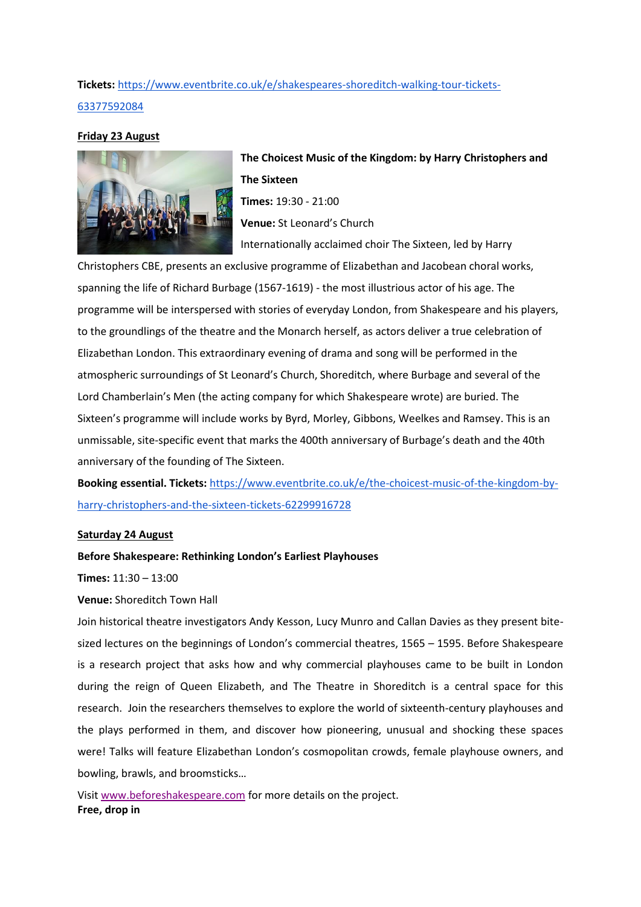**Tickets:** [https://www.eventbrite.co.uk/e/shakespeares-shoreditch-walking-tour-tickets-63377592084](https://www.eventbrite.co.uk/e/shakespeares-shoreditch-walking-tour-tickets-63377592084)

**Friday 23 August**

**The Choicest Music of the Kingdom: by Harry Christophers and The Sixteen**

**Times:** 19:30 - 21:00

**Venue:** St Leonard's Church

Internationally acclaimed choir The Sixteen, led by Harry Christophers CBE, presents an exclusive programme of Elizabethan and Jacobean choral works, spanning the life of Richard Burbage (1567-1619) - the most illustrious actor of his age. The programme will be interspersed with stories of everyday London, from Shakespeare and his players, to the groundlings of the theatre and the Monarch herself, as actors deliver a true celebration of Elizabethan London. This extraordinary evening of drama and song will be performed in the atmospheric surroundings of St Leonard's Church, Shoreditch, where Burbage and several of the Lord Chamberlain's Men (the acting company for which Shakespeare wrote) are buried. The Sixteen's programme will include works by Byrd, Morley, Gibbons, Weelkes and Ramsey. This is an unmissable, site-specific event that marks the 400th anniversary of Burbage's death and the 40th anniversary of the founding of The Sixteen.

**Booking essential. Tickets:** [https://www.eventbrite.co.uk/e/the-choicest-music-of-the-kingdom-by-harry-christophers-and-the-sixteen-tickets-62299916728](https://www.eventbrite.co.uk/e/the-choicest-music-of-the-kingdom-by-harry-christophers-and-the-sixteen-tickets-62299916728)

**Saturday 24 August**

**Before Shakespeare: Rethinking London's Earliest Playhouses**

**Times:** 11:30 – 13:00

**Venue:** Shoreditch Town Hall

Join historical theatre investigators Andy Kesson, Lucy Munro and Callan Davies as they present bite-sized lectures on the beginnings of London's commercial theatres, 1565 – 1595. Before Shakespeare is a research project that asks how and why commercial playhouses came to be built in London during the reign of Queen Elizabeth, and The Theatre in Shoreditch is a central space for this research. Join the researchers themselves to explore the world of sixteenth-century playhouses and the plays performed in them, and discover how pioneering, unusual and shocking these spaces were! Talks will feature Elizabethan London's cosmopolitan crowds, female playhouse owners, and bowling, brawls, and broomsticks…

Visit [www.beforeshakespeare.com](http://www.beforeshakespeare.com) for more details on the project.

**Free, drop in**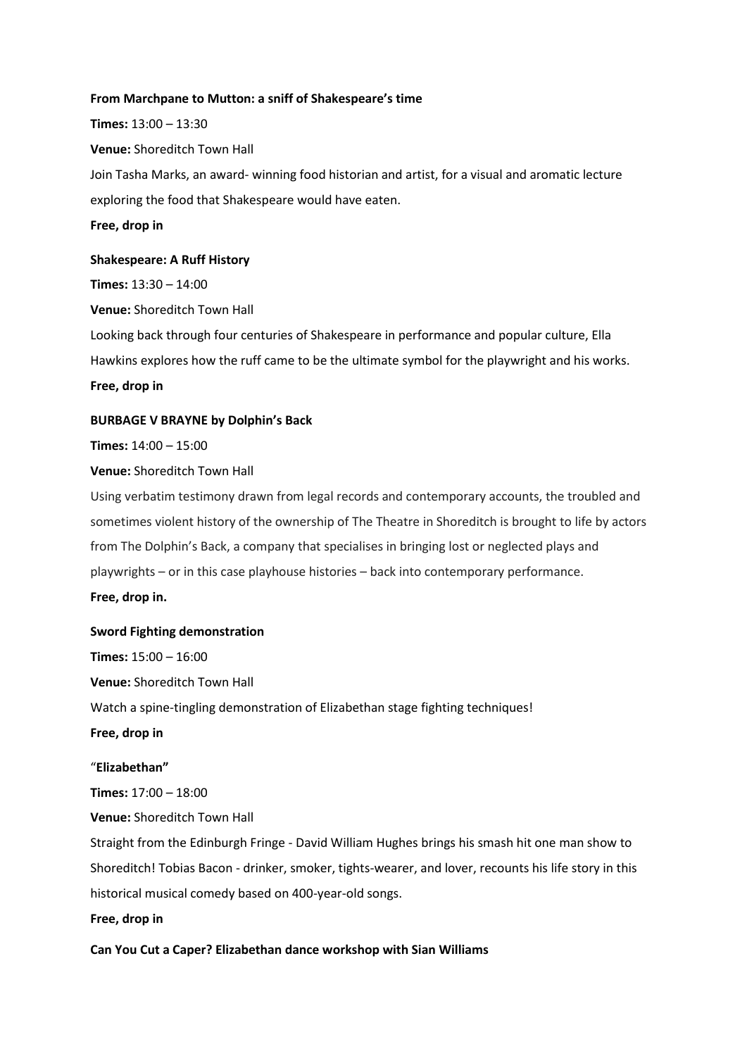**From Marchpane to Mutton: a sniff of Shakespeare's time**

**Times:** 13:00 – 13:30

**Venue:** Shoreditch Town Hall

Join Tasha Marks, an award- winning food historian and artist, for a visual and aromatic lecture exploring the food that Shakespeare would have eaten.

**Free, drop in**

**Shakespeare: A Ruff History**

**Times:** 13:30 – 14:00

**Venue:** Shoreditch Town Hall

Looking back through four centuries of Shakespeare in performance and popular culture, Ella Hawkins explores how the ruff came to be the ultimate symbol for the playwright and his works.

**Free, drop in**

**BURBAGE V BRAYNE by Dolphin's Back**

**Times:** 14:00 – 15:00

**Venue:** Shoreditch Town Hall

Using verbatim testimony drawn from legal records and contemporary accounts, the troubled and sometimes violent history of the ownership of The Theatre in Shoreditch is brought to life by actors from The Dolphin's Back, a company that specialises in bringing lost or neglected plays and playwrights – or in this case playhouse histories – back into contemporary performance.

**Free, drop in.**

**Sword Fighting demonstration**

**Times:** 15:00 – 16:00

**Venue:** Shoreditch Town Hall

Watch a spine-tingling demonstration of Elizabethan stage fighting techniques!

**Free, drop in**

"**Elizabethan"**

**Times:** 17:00 – 18:00

**Venue:** Shoreditch Town Hall

Straight from the Edinburgh Fringe - David William Hughes brings his smash hit one man show to Shoreditch! Tobias Bacon - drinker, smoker, tights-wearer, and lover, recounts his life story in this historical musical comedy based on 400-year-old songs.

**Free, drop in**

**Can You Cut a Caper? Elizabethan dance workshop with Sian Williams**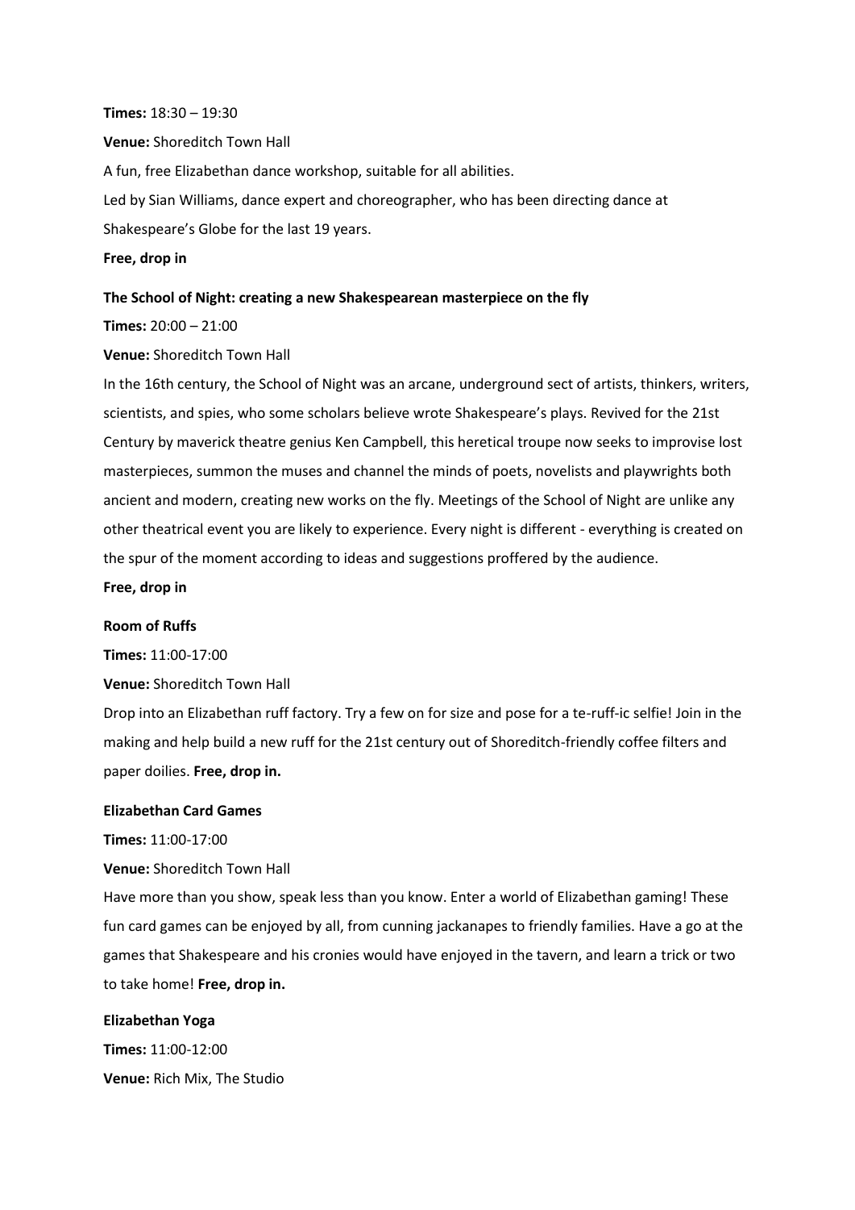**Times:** 18:30 – 19:30

**Venue:** Shoreditch Town Hall

A fun, free Elizabethan dance workshop, suitable for all abilities.

Led by Sian Williams, dance expert and choreographer, who has been directing dance at Shakespeare's Globe for the last 19 years.

**Free, drop in**

**The School of Night: creating a new Shakespearean masterpiece on the fly**

**Times:** 20:00 – 21:00

**Venue:** Shoreditch Town Hall

In the 16th century, the School of Night was an arcane, underground sect of artists, thinkers, writers, scientists, and spies, who some scholars believe wrote Shakespeare's plays. Revived for the 21st Century by maverick theatre genius Ken Campbell, this heretical troupe now seeks to improvise lost masterpieces, summon the muses and channel the minds of poets, novelists and playwrights both ancient and modern, creating new works on the fly. Meetings of the School of Night are unlike any other theatrical event you are likely to experience. Every night is different - everything is created on the spur of the moment according to ideas and suggestions proffered by the audience.

**Free, drop in**

**Room of Ruffs**

**Times:** 11:00-17:00

**Venue:** Shoreditch Town Hall

Drop into an Elizabethan ruff factory. Try a few on for size and pose for a te-ruff-ic selfie! Join in the making and help build a new ruff for the 21st century out of Shoreditch-friendly coffee filters and paper doilies. **Free, drop in.**

**Elizabethan Card Games**

**Times:** 11:00-17:00

**Venue:** Shoreditch Town Hall

Have more than you show, speak less than you know. Enter a world of Elizabethan gaming! These fun card games can be enjoyed by all, from cunning jackanapes to friendly families. Have a go at the games that Shakespeare and his cronies would have enjoyed in the tavern, and learn a trick or two to take home! **Free, drop in.**

**Elizabethan Yoga**

**Times:** 11:00-12:00

**Venue:** Rich Mix, The Studio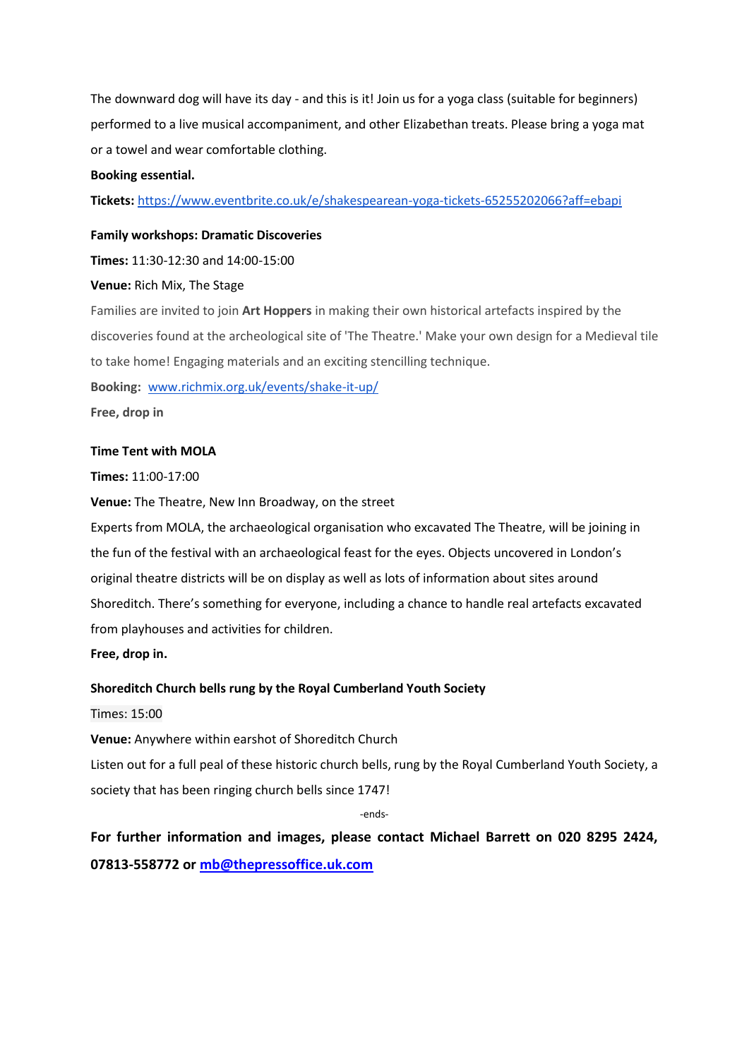The downward dog will have its day - and this is it! Join us for a yoga class (suitable for beginners) performed to a live musical accompaniment, and other Elizabethan treats. Please bring a yoga mat or a towel and wear comfortable clothing.

**Booking essential.**

**Tickets:** https://www.eventbrite.co.uk/e/shakespearean-yoga-tickets-65255202066?aff=ebapi

**Family workshops: Dramatic Discoveries**

**Times:** 11:30-12:30 and 14:00-15:00

**Venue:** Rich Mix, The Stage

Families are invited to join **Art Hoppers** in making their own historical artefacts inspired by the discoveries found at the archeological site of 'The Theatre.' Make your own design for a Medieval tile to take home! Engaging materials and an exciting stencilling technique.

**Booking:** www.richmix.org.uk/events/shake-it-up/

**Free, drop in**

**Time Tent with MOLA**

**Times:** 11:00-17:00

**Venue:** The Theatre, New Inn Broadway, on the street

Experts from MOLA, the archaeological organisation who excavated The Theatre, will be joining in the fun of the festival with an archaeological feast for the eyes. Objects uncovered in London's original theatre districts will be on display as well as lots of information about sites around Shoreditch. There's something for everyone, including a chance to handle real artefacts excavated from playhouses and activities for children.

**Free, drop in.**

**Shoreditch Church bells rung by the Royal Cumberland Youth Society**

Times: 15:00

**Venue:** Anywhere within earshot of Shoreditch Church

Listen out for a full peal of these historic church bells, rung by the Royal Cumberland Youth Society, a society that has been ringing church bells since 1747!

-ends-

**For further information and images, please contact Michael Barrett on 020 8295 2424, 07813-558772 or mb@thepressoffice.uk.com**